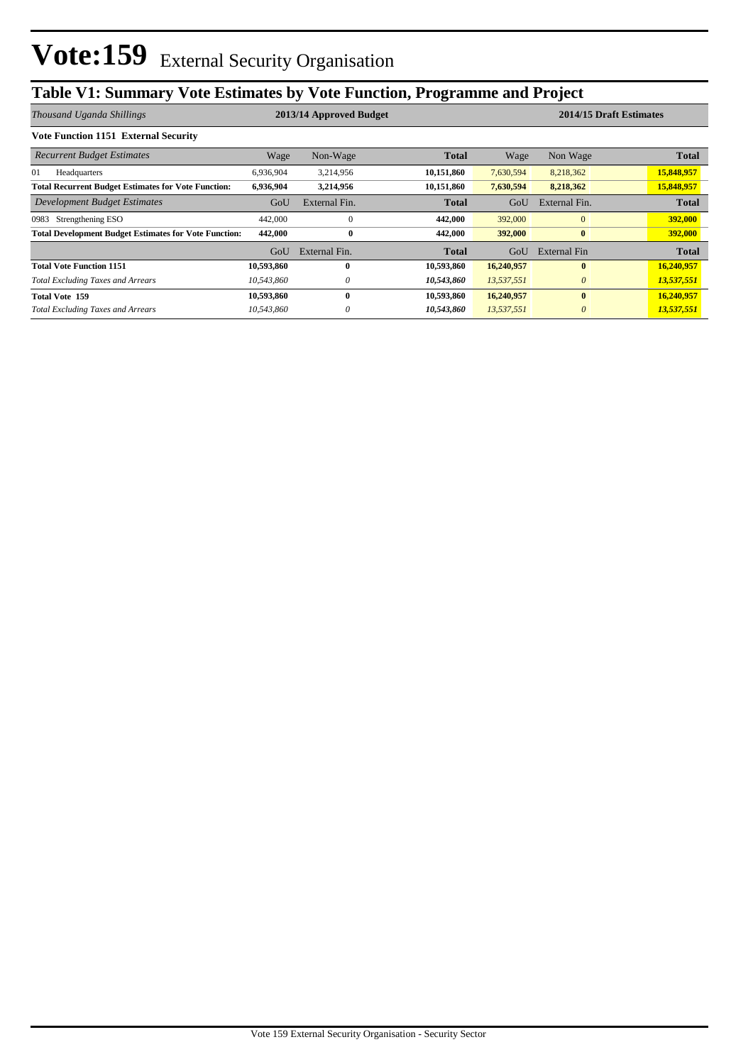# Vote:159 External Security Organisation

## Table V1: Summary Vote Estimates by Vote Function, Programme and Project

| *Thousand Uganda Shillings* | 2013/14 Approved Budget | | | 2014/15 Draft Estimates | | |
|---|---|---|---|---|---|---|
| **Vote Function 1151 External Security** | | | | | | |
| *Recurrent Budget Estimates* | Wage | Non-Wage | **Total** | Wage | Non Wage | **Total** |
| 01 Headquarters | 6,936,904 | 3,214,956 | **10,151,860** | 7,630,594 | 8,218,362 | **15,848,957** |
| **Total Recurrent Budget Estimates for Vote Function:** | **6,936,904** | **3,214,956** | **10,151,860** | **7,630,594** | **8,218,362** | **15,848,957** |
| *Development Budget Estimates* | GoU | External Fin. | **Total** | GoU | External Fin. | **Total** |
| 0983 Strengthening ESO | 442,000 | 0 | **442,000** | 392,000 | 0 | **392,000** |
| **Total Development Budget Estimates for Vote Function:** | **442,000** | **0** | **442,000** | **392,000** | **0** | **392,000** |
| | GoU | External Fin. | **Total** | GoU | External Fin | **Total** |
| **Total Vote Function 1151** | **10,593,860** | **0** | **10,593,860** | **16,240,957** | **0** | **16,240,957** |
| *Total Excluding Taxes and Arrears* | *10,543,860* | *0* | ***10,543,860*** | *13,537,551* | *0* | ***13,537,551*** |
| **Total Vote 159** | **10,593,860** | **0** | **10,593,860** | **16,240,957** | **0** | **16,240,957** |
| *Total Excluding Taxes and Arrears* | *10,543,860* | *0* | ***10,543,860*** | *13,537,551* | *0* | ***13,537,551*** |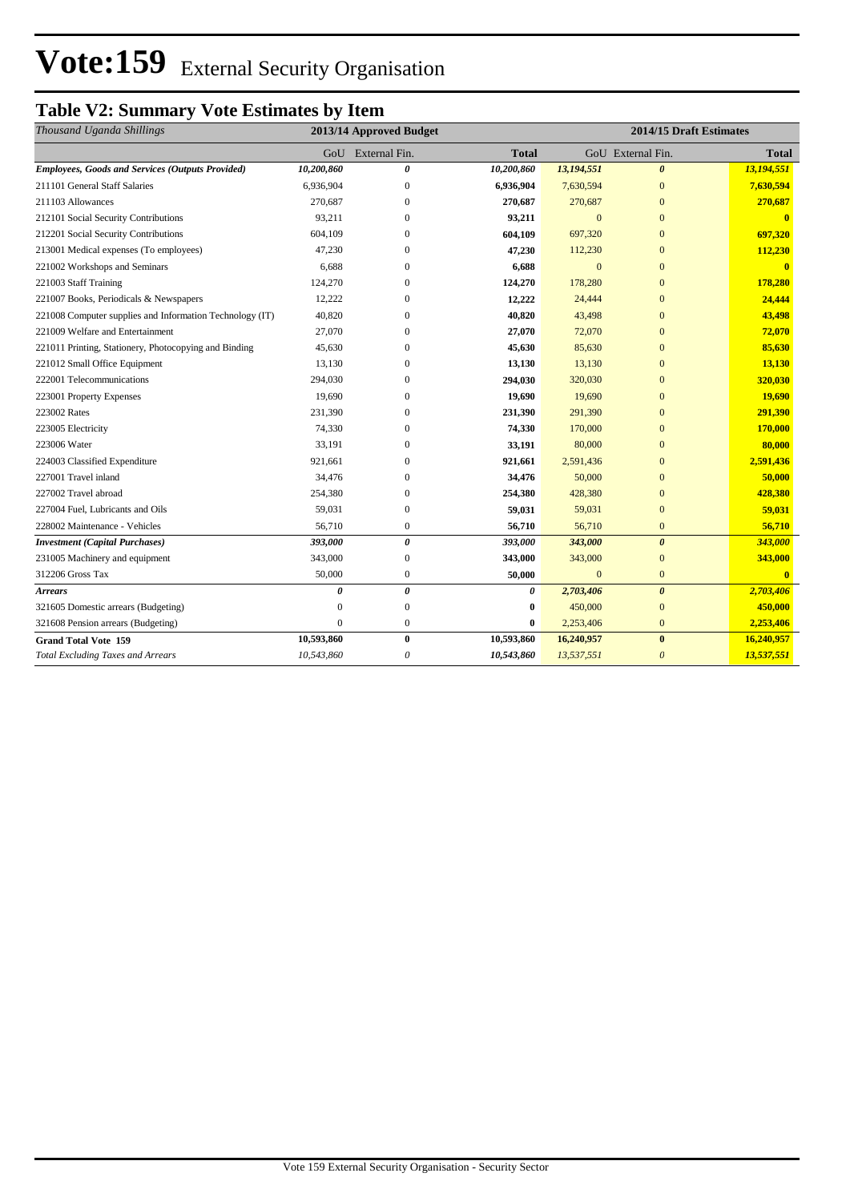# Vote:159 External Security Organisation

## Table V2: Summary Vote Estimates by Item

| *Thousand Uganda Shillings* | 2013/14 Approved Budget | | | 2014/15 Draft Estimates | | |
|---|---|---|---|---|---|---|
| | GoU | External Fin. | **Total** | GoU | External Fin. | **Total** |
| ***Employees, Goods and Services (Outputs Provided)*** | ***10,200,860*** | ***0*** | ***10,200,860*** | ***13,194,551*** | ***0*** | ***13,194,551*** |
| 211101 General Staff Salaries | 6,936,904 | 0 | **6,936,904** | 7,630,594 | 0 | **7,630,594** |
| 211103 Allowances | 270,687 | 0 | **270,687** | 270,687 | 0 | **270,687** |
| 212101 Social Security Contributions | 93,211 | 0 | **93,211** | 0 | 0 | **0** |
| 212201 Social Security Contributions | 604,109 | 0 | **604,109** | 697,320 | 0 | **697,320** |
| 213001 Medical expenses (To employees) | 47,230 | 0 | **47,230** | 112,230 | 0 | **112,230** |
| 221002 Workshops and Seminars | 6,688 | 0 | **6,688** | 0 | 0 | **0** |
| 221003 Staff Training | 124,270 | 0 | **124,270** | 178,280 | 0 | **178,280** |
| 221007 Books, Periodicals & Newspapers | 12,222 | 0 | **12,222** | 24,444 | 0 | **24,444** |
| 221008 Computer supplies and Information Technology (IT) | 40,820 | 0 | **40,820** | 43,498 | 0 | **43,498** |
| 221009 Welfare and Entertainment | 27,070 | 0 | **27,070** | 72,070 | 0 | **72,070** |
| 221011 Printing, Stationery, Photocopying and Binding | 45,630 | 0 | **45,630** | 85,630 | 0 | **85,630** |
| 221012 Small Office Equipment | 13,130 | 0 | **13,130** | 13,130 | 0 | **13,130** |
| 222001 Telecommunications | 294,030 | 0 | **294,030** | 320,030 | 0 | **320,030** |
| 223001 Property Expenses | 19,690 | 0 | **19,690** | 19,690 | 0 | **19,690** |
| 223002 Rates | 231,390 | 0 | **231,390** | 291,390 | 0 | **291,390** |
| 223005 Electricity | 74,330 | 0 | **74,330** | 170,000 | 0 | **170,000** |
| 223006 Water | 33,191 | 0 | **33,191** | 80,000 | 0 | **80,000** |
| 224003 Classified Expenditure | 921,661 | 0 | **921,661** | 2,591,436 | 0 | **2,591,436** |
| 227001 Travel inland | 34,476 | 0 | **34,476** | 50,000 | 0 | **50,000** |
| 227002 Travel abroad | 254,380 | 0 | **254,380** | 428,380 | 0 | **428,380** |
| 227004 Fuel, Lubricants and Oils | 59,031 | 0 | **59,031** | 59,031 | 0 | **59,031** |
| 228002 Maintenance - Vehicles | 56,710 | 0 | **56,710** | 56,710 | 0 | **56,710** |
| ***Investment (Capital Purchases)*** | ***393,000*** | ***0*** | ***393,000*** | ***343,000*** | ***0*** | ***343,000*** |
| 231005 Machinery and equipment | 343,000 | 0 | **343,000** | 343,000 | 0 | **343,000** |
| 312206 Gross Tax | 50,000 | 0 | **50,000** | 0 | 0 | **0** |
| ***Arrears*** | ***0*** | ***0*** | ***0*** | ***2,703,406*** | ***0*** | ***2,703,406*** |
| 321605 Domestic arrears (Budgeting) | 0 | 0 | **0** | 450,000 | 0 | **450,000** |
| 321608 Pension arrears (Budgeting) | 0 | 0 | **0** | 2,253,406 | 0 | **2,253,406** |
| **Grand Total Vote 159** | **10,593,860** | **0** | **10,593,860** | **16,240,957** | **0** | **16,240,957** |
| *Total Excluding Taxes and Arrears* | *10,543,860* | *0* | *10,543,860* | *13,537,551* | *0* | ***13,537,551*** |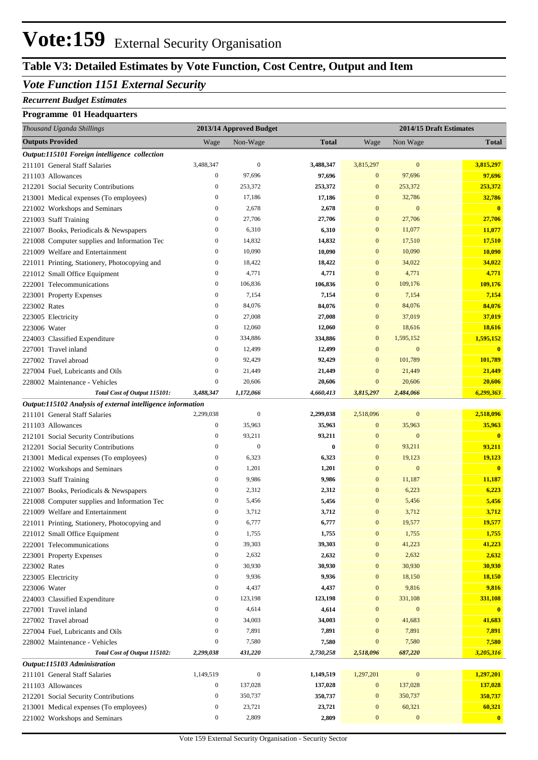# Vote:159 External Security Organisation

## Table V3: Detailed Estimates by Vote Function, Cost Centre, Output and Item

### *Vote Function 1151 External Security*

***Recurrent Budget Estimates***

**Programme 01 Headquarters**

| *Thousand Uganda Shillings* | 2013/14 Approved Budget | | | 2014/15 Draft Estimates | | |
|---|---|---|---|---|---|---|
| **Outputs Provided** | Wage | Non-Wage | **Total** | Wage | Non Wage | **Total** |
| ***Output:115101 Foreign intelligence collection*** | | | | | | |
| 211101 General Staff Salaries | 3,488,347 | 0 | **3,488,347** | 3,815,297 | 0 | **3,815,297** |
| 211103 Allowances | 0 | 97,696 | **97,696** | 0 | 97,696 | **97,696** |
| 212201 Social Security Contributions | 0 | 253,372 | **253,372** | 0 | 253,372 | **253,372** |
| 213001 Medical expenses (To employees) | 0 | 17,186 | **17,186** | 0 | 32,786 | **32,786** |
| 221002 Workshops and Seminars | 0 | 2,678 | **2,678** | 0 | 0 | **0** |
| 221003 Staff Training | 0 | 27,706 | **27,706** | 0 | 27,706 | **27,706** |
| 221007 Books, Periodicals & Newspapers | 0 | 6,310 | **6,310** | 0 | 11,077 | **11,077** |
| 221008 Computer supplies and Information Tec | 0 | 14,832 | **14,832** | 0 | 17,510 | **17,510** |
| 221009 Welfare and Entertainment | 0 | 10,090 | **10,090** | 0 | 10,090 | **10,090** |
| 221011 Printing, Stationery, Photocopying and | 0 | 18,422 | **18,422** | 0 | 34,022 | **34,022** |
| 221012 Small Office Equipment | 0 | 4,771 | **4,771** | 0 | 4,771 | **4,771** |
| 222001 Telecommunications | 0 | 106,836 | **106,836** | 0 | 109,176 | **109,176** |
| 223001 Property Expenses | 0 | 7,154 | **7,154** | 0 | 7,154 | **7,154** |
| 223002 Rates | 0 | 84,076 | **84,076** | 0 | 84,076 | **84,076** |
| 223005 Electricity | 0 | 27,008 | **27,008** | 0 | 37,019 | **37,019** |
| 223006 Water | 0 | 12,060 | **12,060** | 0 | 18,616 | **18,616** |
| 224003 Classified Expenditure | 0 | 334,886 | **334,886** | 0 | 1,595,152 | **1,595,152** |
| 227001 Travel inland | 0 | 12,499 | **12,499** | 0 | 0 | **0** |
| 227002 Travel abroad | 0 | 92,429 | **92,429** | 0 | 101,789 | **101,789** |
| 227004 Fuel, Lubricants and Oils | 0 | 21,449 | **21,449** | 0 | 21,449 | **21,449** |
| 228002 Maintenance - Vehicles | 0 | 20,606 | **20,606** | 0 | 20,606 | **20,606** |
| ***Total Cost of Output 115101:*** | ***3,488,347*** | ***1,172,066*** | ***4,660,413*** | ***3,815,297*** | ***2,484,066*** | ***6,299,363*** |
| ***Output:115102 Analysis of external intelligence information*** | | | | | | |
| 211101 General Staff Salaries | 2,299,038 | 0 | **2,299,038** | 2,518,096 | 0 | **2,518,096** |
| 211103 Allowances | 0 | 35,963 | **35,963** | 0 | 35,963 | **35,963** |
| 212101 Social Security Contributions | 0 | 93,211 | **93,211** | 0 | 0 | **0** |
| 212201 Social Security Contributions | 0 | 0 | **0** | 0 | 93,211 | **93,211** |
| 213001 Medical expenses (To employees) | 0 | 6,323 | **6,323** | 0 | 19,123 | **19,123** |
| 221002 Workshops and Seminars | 0 | 1,201 | **1,201** | 0 | 0 | **0** |
| 221003 Staff Training | 0 | 9,986 | **9,986** | 0 | 11,187 | **11,187** |
| 221007 Books, Periodicals & Newspapers | 0 | 2,312 | **2,312** | 0 | 6,223 | **6,223** |
| 221008 Computer supplies and Information Tec | 0 | 5,456 | **5,456** | 0 | 5,456 | **5,456** |
| 221009 Welfare and Entertainment | 0 | 3,712 | **3,712** | 0 | 3,712 | **3,712** |
| 221011 Printing, Stationery, Photocopying and | 0 | 6,777 | **6,777** | 0 | 19,577 | **19,577** |
| 221012 Small Office Equipment | 0 | 1,755 | **1,755** | 0 | 1,755 | **1,755** |
| 222001 Telecommunications | 0 | 39,303 | **39,303** | 0 | 41,223 | **41,223** |
| 223001 Property Expenses | 0 | 2,632 | **2,632** | 0 | 2,632 | **2,632** |
| 223002 Rates | 0 | 30,930 | **30,930** | 0 | 30,930 | **30,930** |
| 223005 Electricity | 0 | 9,936 | **9,936** | 0 | 18,150 | **18,150** |
| 223006 Water | 0 | 4,437 | **4,437** | 0 | 9,816 | **9,816** |
| 224003 Classified Expenditure | 0 | 123,198 | **123,198** | 0 | 331,108 | **331,108** |
| 227001 Travel inland | 0 | 4,614 | **4,614** | 0 | 0 | **0** |
| 227002 Travel abroad | 0 | 34,003 | **34,003** | 0 | 41,683 | **41,683** |
| 227004 Fuel, Lubricants and Oils | 0 | 7,891 | **7,891** | 0 | 7,891 | **7,891** |
| 228002 Maintenance - Vehicles | 0 | 7,580 | **7,580** | 0 | 7,580 | **7,580** |
| ***Total Cost of Output 115102:*** | ***2,299,038*** | ***431,220*** | ***2,730,258*** | ***2,518,096*** | ***687,220*** | ***3,205,316*** |
| ***Output:115103 Administration*** | | | | | | |
| 211101 General Staff Salaries | 1,149,519 | 0 | **1,149,519** | 1,297,201 | 0 | **1,297,201** |
| 211103 Allowances | 0 | 137,028 | **137,028** | 0 | 137,028 | **137,028** |
| 212201 Social Security Contributions | 0 | 350,737 | **350,737** | 0 | 350,737 | **350,737** |
| 213001 Medical expenses (To employees) | 0 | 23,721 | **23,721** | 0 | 60,321 | **60,321** |
| 221002 Workshops and Seminars | 0 | 2,809 | **2,809** | 0 | 0 | **0** |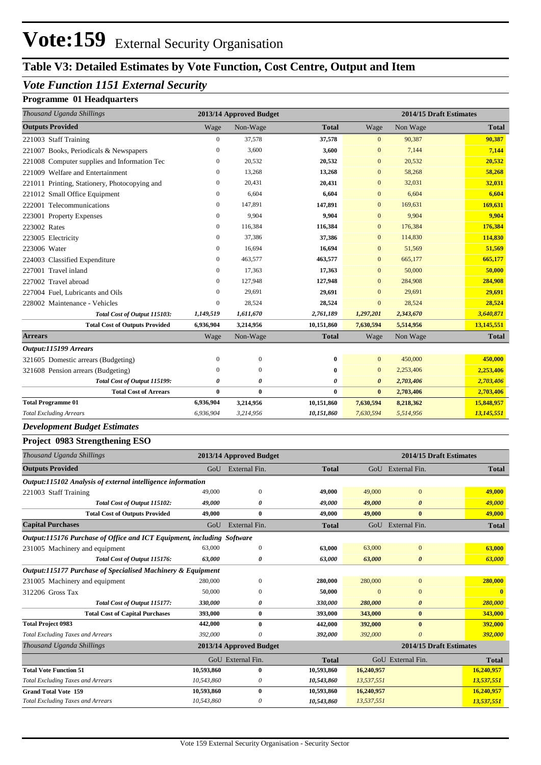# Vote:159 External Security Organisation

## Table V3: Detailed Estimates by Vote Function, Cost Centre, Output and Item

### *Vote Function 1151 External Security*

**Programme 01 Headquarters**

| *Thousand Uganda Shillings* | 2013/14 Approved Budget | | | 2014/15 Draft Estimates | | |
|---|---|---|---|---|---|---|
| **Outputs Provided** | Wage | Non-Wage | **Total** | Wage | Non Wage | **Total** |
| 221003 Staff Training | 0 | 37,578 | **37,578** | 0 | 90,387 | **90,387** |
| 221007 Books, Periodicals & Newspapers | 0 | 3,600 | **3,600** | 0 | 7,144 | **7,144** |
| 221008 Computer supplies and Information Tec | 0 | 20,532 | **20,532** | 0 | 20,532 | **20,532** |
| 221009 Welfare and Entertainment | 0 | 13,268 | **13,268** | 0 | 58,268 | **58,268** |
| 221011 Printing, Stationery, Photocopying and | 0 | 20,431 | **20,431** | 0 | 32,031 | **32,031** |
| 221012 Small Office Equipment | 0 | 6,604 | **6,604** | 0 | 6,604 | **6,604** |
| 222001 Telecommunications | 0 | 147,891 | **147,891** | 0 | 169,631 | **169,631** |
| 223001 Property Expenses | 0 | 9,904 | **9,904** | 0 | 9,904 | **9,904** |
| 223002 Rates | 0 | 116,384 | **116,384** | 0 | 176,384 | **176,384** |
| 223005 Electricity | 0 | 37,386 | **37,386** | 0 | 114,830 | **114,830** |
| 223006 Water | 0 | 16,694 | **16,694** | 0 | 51,569 | **51,569** |
| 224003 Classified Expenditure | 0 | 463,577 | **463,577** | 0 | 665,177 | **665,177** |
| 227001 Travel inland | 0 | 17,363 | **17,363** | 0 | 50,000 | **50,000** |
| 227002 Travel abroad | 0 | 127,948 | **127,948** | 0 | 284,908 | **284,908** |
| 227004 Fuel, Lubricants and Oils | 0 | 29,691 | **29,691** | 0 | 29,691 | **29,691** |
| 228002 Maintenance - Vehicles | 0 | 28,524 | **28,524** | 0 | 28,524 | **28,524** |
| ***Total Cost of Output 115103:*** | ***1,149,519*** | ***1,611,670*** | ***2,761,189*** | ***1,297,201*** | ***2,343,670*** | ***3,640,871*** |
| **Total Cost of Outputs Provided** | **6,936,904** | **3,214,956** | **10,151,860** | **7,630,594** | **5,514,956** | **13,145,551** |
| **Arrears** | Wage | Non-Wage | **Total** | Wage | Non Wage | **Total** |
| ***Output:115199 Arrears*** | | | | | | |
| 321605 Domestic arrears (Budgeting) | 0 | 0 | **0** | 0 | 450,000 | **450,000** |
| 321608 Pension arrears (Budgeting) | 0 | 0 | **0** | 0 | 2,253,406 | **2,253,406** |
| ***Total Cost of Output 115199:*** | ***0*** | ***0*** | ***0*** | ***0*** | ***2,703,406*** | ***2,703,406*** |
| **Total Cost of Arrears** | **0** | **0** | **0** | **0** | **2,703,406** | **2,703,406** |
| **Total Programme 01** | **6,936,904** | **3,214,956** | **10,151,860** | **7,630,594** | **8,218,362** | **15,848,957** |
| *Total Excluding Arrears* | *6,936,904* | *3,214,956* | *10,151,860* | *7,630,594* | *5,514,956* | *13,145,551* |

### *Development Budget Estimates*

**Project 0983 Strengthening ESO**

| *Thousand Uganda Shillings* | 2013/14 Approved Budget | | | 2014/15 Draft Estimates | | |
|---|---|---|---|---|---|---|
| **Outputs Provided** | GoU | External Fin. | **Total** | GoU | External Fin. | **Total** |
| ***Output:115102 Analysis of external intelligence information*** | | | | | | |
| 221003 Staff Training | 49,000 | 0 | **49,000** | 49,000 | 0 | **49,000** |
| ***Total Cost of Output 115102:*** | ***49,000*** | ***0*** | ***49,000*** | ***49,000*** | ***0*** | ***49,000*** |
| **Total Cost of Outputs Provided** | **49,000** | **0** | **49,000** | **49,000** | **0** | **49,000** |
| **Capital Purchases** | GoU | External Fin. | **Total** | GoU | External Fin. | **Total** |
| ***Output:115176 Purchase of Office and ICT Equipment, including Software*** | | | | | | |
| 231005 Machinery and equipment | 63,000 | 0 | **63,000** | 63,000 | 0 | **63,000** |
| ***Total Cost of Output 115176:*** | ***63,000*** | ***0*** | ***63,000*** | ***63,000*** | ***0*** | ***63,000*** |
| ***Output:115177 Purchase of Specialised Machinery & Equipment*** | | | | | | |
| 231005 Machinery and equipment | 280,000 | 0 | **280,000** | 280,000 | 0 | **280,000** |
| 312206 Gross Tax | 50,000 | 0 | **50,000** | 0 | 0 | **0** |
| ***Total Cost of Output 115177:*** | ***330,000*** | ***0*** | ***330,000*** | ***280,000*** | ***0*** | ***280,000*** |
| **Total Cost of Capital Purchases** | **393,000** | **0** | **393,000** | **343,000** | **0** | **343,000** |
| **Total Project 0983** | **442,000** | **0** | **442,000** | **392,000** | **0** | **392,000** |
| *Total Excluding Taxes and Arrears* | *392,000* | *0* | *392,000* | *392,000* | *0* | *392,000* |

| *Thousand Uganda Shillings* | 2013/14 Approved Budget | | | 2014/15 Draft Estimates | | |
|---|---|---|---|---|---|---|
| | GoU | External Fin. | **Total** | GoU | External Fin. | **Total** |
| **Total Vote Function 51** | **10,593,860** | **0** | **10,593,860** | **16,240,957** | | **16,240,957** |
| *Total Excluding Taxes and Arrears* | *10,543,860* | *0* | *10,543,860* | *13,537,551* | | *13,537,551* |
| **Grand Total Vote 159** | **10,593,860** | **0** | **10,593,860** | **16,240,957** | | **16,240,957** |
| *Total Excluding Taxes and Arrears* | *10,543,860* | *0* | *10,543,860* | *13,537,551* | | *13,537,551* |